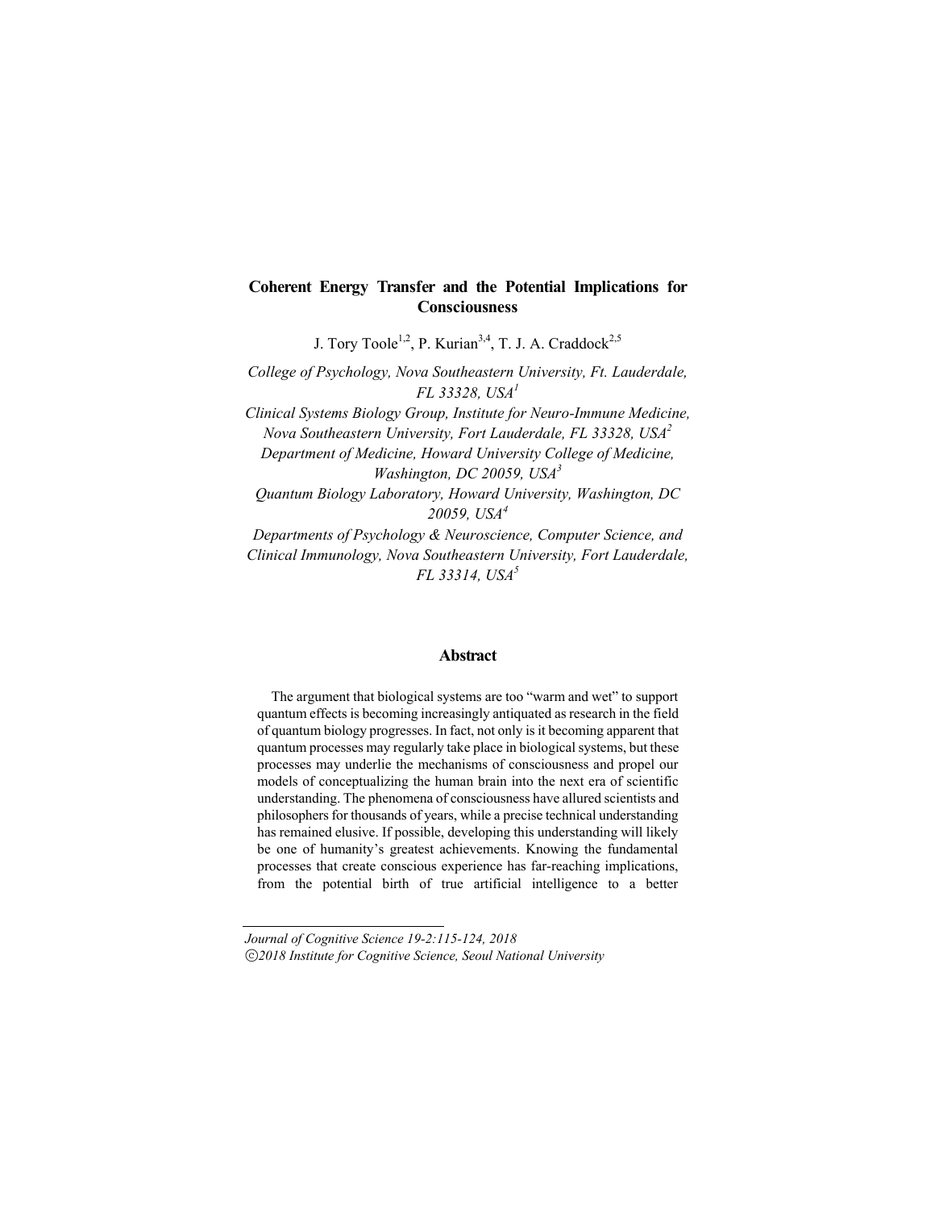# Coherent Energy Transfer and the Potential Implications for Consciousness

J. Tory Toole[1,2], P. Kurian[3,4], T. J. A. Craddock[2,5]

*College of Psychology, Nova Southeastern University, Ft. Lauderdale, FL 33328, USA[1]*

*Clinical Systems Biology Group, Institute for Neuro-Immune Medicine, Nova Southeastern University, Fort Lauderdale, FL 33328, USA[2]*

*Department of Medicine, Howard University College of Medicine, Washington, DC 20059, USA[3]*

*Quantum Biology Laboratory, Howard University, Washington, DC 20059, USA[4]*

*Departments of Psychology & Neuroscience, Computer Science, and Clinical Immunology, Nova Southeastern University, Fort Lauderdale, FL 33314, USA[5]*

## Abstract

The argument that biological systems are too "warm and wet" to support quantum effects is becoming increasingly antiquated as research in the field of quantum biology progresses. In fact, not only is it becoming apparent that quantum processes may regularly take place in biological systems, but these processes may underlie the mechanisms of consciousness and propel our models of conceptualizing the human brain into the next era of scientific understanding. The phenomena of consciousness have allured scientists and philosophers for thousands of years, while a precise technical understanding has remained elusive. If possible, developing this understanding will likely be one of humanity's greatest achievements. Knowing the fundamental processes that create conscious experience has far-reaching implications, from the potential birth of true artificial intelligence to a better

*Journal of Cognitive Science 19-2:115-124, 2018*
*©2018 Institute for Cognitive Science, Seoul National University*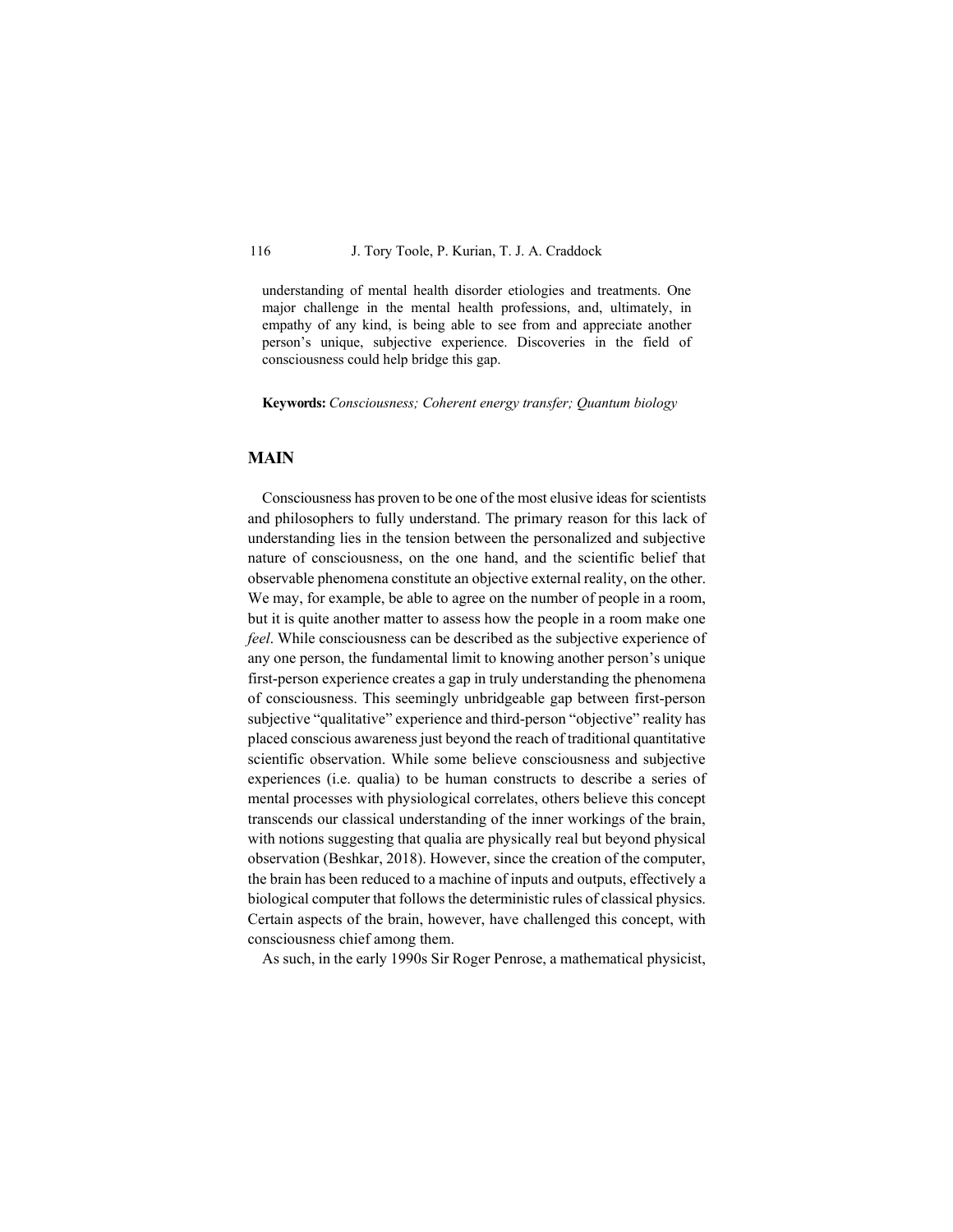understanding of mental health disorder etiologies and treatments. One major challenge in the mental health professions, and, ultimately, in empathy of any kind, is being able to see from and appreciate another person's unique, subjective experience. Discoveries in the field of consciousness could help bridge this gap.

**Keywords:** *Consciousness; Coherent energy transfer; Quantum biology*

## MAIN

Consciousness has proven to be one of the most elusive ideas for scientists and philosophers to fully understand. The primary reason for this lack of understanding lies in the tension between the personalized and subjective nature of consciousness, on the one hand, and the scientific belief that observable phenomena constitute an objective external reality, on the other. We may, for example, be able to agree on the number of people in a room, but it is quite another matter to assess how the people in a room make one *feel*. While consciousness can be described as the subjective experience of any one person, the fundamental limit to knowing another person's unique first-person experience creates a gap in truly understanding the phenomena of consciousness. This seemingly unbridgeable gap between first-person subjective "qualitative" experience and third-person "objective" reality has placed conscious awareness just beyond the reach of traditional quantitative scientific observation. While some believe consciousness and subjective experiences (i.e. qualia) to be human constructs to describe a series of mental processes with physiological correlates, others believe this concept transcends our classical understanding of the inner workings of the brain, with notions suggesting that qualia are physically real but beyond physical observation (Beshkar, 2018). However, since the creation of the computer, the brain has been reduced to a machine of inputs and outputs, effectively a biological computer that follows the deterministic rules of classical physics. Certain aspects of the brain, however, have challenged this concept, with consciousness chief among them.

As such, in the early 1990s Sir Roger Penrose, a mathematical physicist,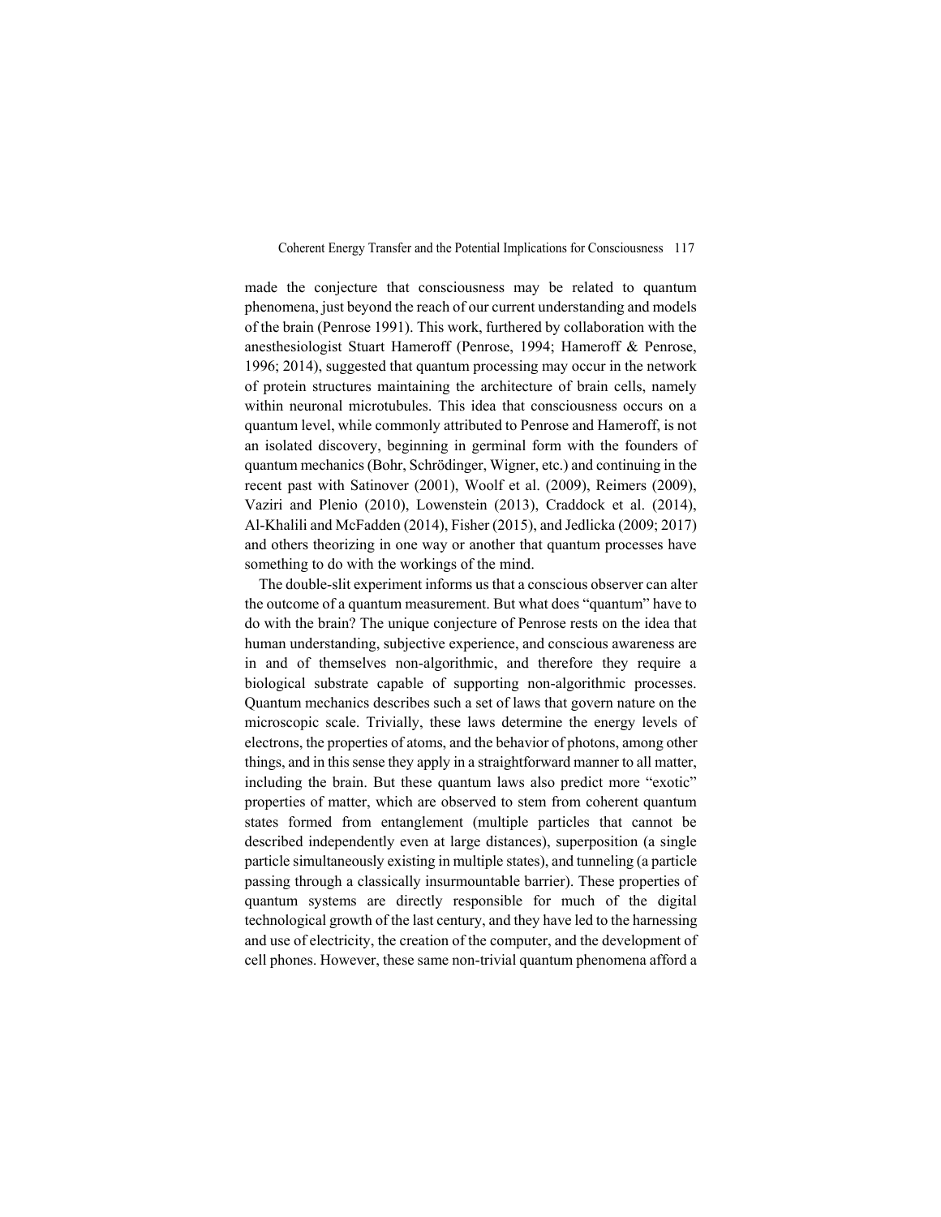made the conjecture that consciousness may be related to quantum phenomena, just beyond the reach of our current understanding and models of the brain (Penrose 1991). This work, furthered by collaboration with the anesthesiologist Stuart Hameroff (Penrose, 1994; Hameroff & Penrose, 1996; 2014), suggested that quantum processing may occur in the network of protein structures maintaining the architecture of brain cells, namely within neuronal microtubules. This idea that consciousness occurs on a quantum level, while commonly attributed to Penrose and Hameroff, is not an isolated discovery, beginning in germinal form with the founders of quantum mechanics (Bohr, Schrödinger, Wigner, etc.) and continuing in the recent past with Satinover (2001), Woolf et al. (2009), Reimers (2009), Vaziri and Plenio (2010), Lowenstein (2013), Craddock et al. (2014), Al-Khalili and McFadden (2014), Fisher (2015), and Jedlicka (2009; 2017) and others theorizing in one way or another that quantum processes have something to do with the workings of the mind.

The double-slit experiment informs us that a conscious observer can alter the outcome of a quantum measurement. But what does "quantum" have to do with the brain? The unique conjecture of Penrose rests on the idea that human understanding, subjective experience, and conscious awareness are in and of themselves non-algorithmic, and therefore they require a biological substrate capable of supporting non-algorithmic processes. Quantum mechanics describes such a set of laws that govern nature on the microscopic scale. Trivially, these laws determine the energy levels of electrons, the properties of atoms, and the behavior of photons, among other things, and in this sense they apply in a straightforward manner to all matter, including the brain. But these quantum laws also predict more "exotic" properties of matter, which are observed to stem from coherent quantum states formed from entanglement (multiple particles that cannot be described independently even at large distances), superposition (a single particle simultaneously existing in multiple states), and tunneling (a particle passing through a classically insurmountable barrier). These properties of quantum systems are directly responsible for much of the digital technological growth of the last century, and they have led to the harnessing and use of electricity, the creation of the computer, and the development of cell phones. However, these same non-trivial quantum phenomena afford a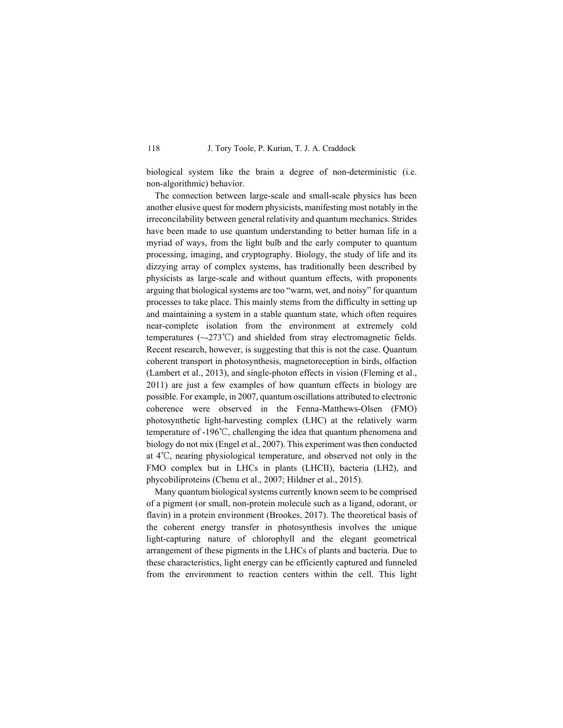biological system like the brain a degree of non-deterministic (i.e. non-algorithmic) behavior.

The connection between large-scale and small-scale physics has been another elusive quest for modern physicists, manifesting most notably in the irreconcilability between general relativity and quantum mechanics. Strides have been made to use quantum understanding to better human life in a myriad of ways, from the light bulb and the early computer to quantum processing, imaging, and cryptography. Biology, the study of life and its dizzying array of complex systems, has traditionally been described by physicists as large-scale and without quantum effects, with proponents arguing that biological systems are too "warm, wet, and noisy" for quantum processes to take place. This mainly stems from the difficulty in setting up and maintaining a system in a stable quantum state, which often requires near-complete isolation from the environment at extremely cold temperatures (~-273℃) and shielded from stray electromagnetic fields. Recent research, however, is suggesting that this is not the case. Quantum coherent transport in photosynthesis, magnetoreception in birds, olfaction (Lambert et al., 2013), and single-photon effects in vision (Fleming et al., 2011) are just a few examples of how quantum effects in biology are possible. For example, in 2007, quantum oscillations attributed to electronic coherence were observed in the Fenna-Matthews-Olsen (FMO) photosynthetic light-harvesting complex (LHC) at the relatively warm temperature of -196℃, challenging the idea that quantum phenomena and biology do not mix (Engel et al., 2007). This experiment was then conducted at 4℃, nearing physiological temperature, and observed not only in the FMO complex but in LHCs in plants (LHCII), bacteria (LH2), and phycobiliproteins (Chenu et al., 2007; Hildner et al., 2015).

Many quantum biological systems currently known seem to be comprised of a pigment (or small, non-protein molecule such as a ligand, odorant, or flavin) in a protein environment (Brookes, 2017). The theoretical basis of the coherent energy transfer in photosynthesis involves the unique light-capturing nature of chlorophyll and the elegant geometrical arrangement of these pigments in the LHCs of plants and bacteria. Due to these characteristics, light energy can be efficiently captured and funneled from the environment to reaction centers within the cell. This light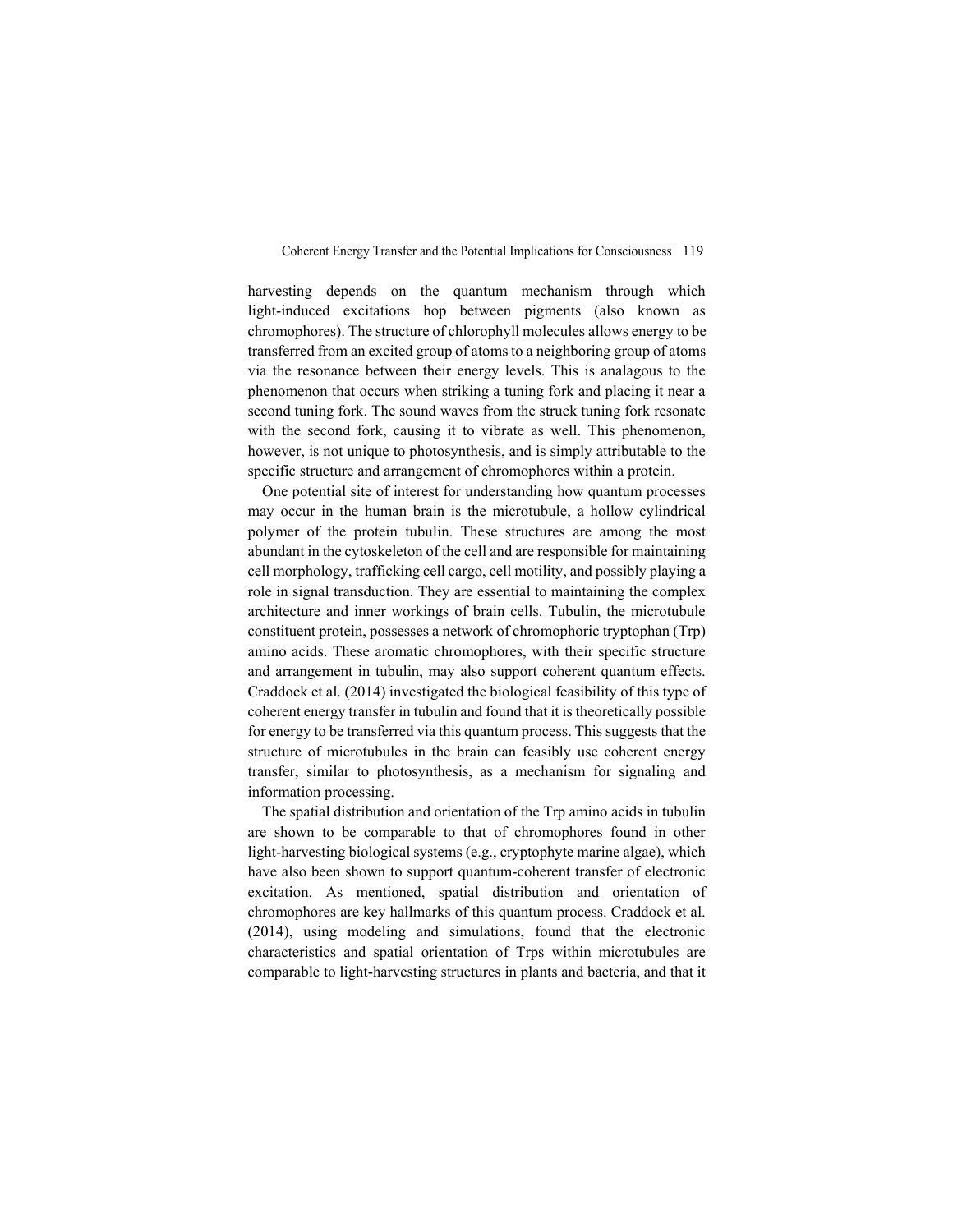harvesting depends on the quantum mechanism through which light-induced excitations hop between pigments (also known as chromophores). The structure of chlorophyll molecules allows energy to be transferred from an excited group of atoms to a neighboring group of atoms via the resonance between their energy levels. This is analagous to the phenomenon that occurs when striking a tuning fork and placing it near a second tuning fork. The sound waves from the struck tuning fork resonate with the second fork, causing it to vibrate as well. This phenomenon, however, is not unique to photosynthesis, and is simply attributable to the specific structure and arrangement of chromophores within a protein.

One potential site of interest for understanding how quantum processes may occur in the human brain is the microtubule, a hollow cylindrical polymer of the protein tubulin. These structures are among the most abundant in the cytoskeleton of the cell and are responsible for maintaining cell morphology, trafficking cell cargo, cell motility, and possibly playing a role in signal transduction. They are essential to maintaining the complex architecture and inner workings of brain cells. Tubulin, the microtubule constituent protein, possesses a network of chromophoric tryptophan (Trp) amino acids. These aromatic chromophores, with their specific structure and arrangement in tubulin, may also support coherent quantum effects. Craddock et al. (2014) investigated the biological feasibility of this type of coherent energy transfer in tubulin and found that it is theoretically possible for energy to be transferred via this quantum process. This suggests that the structure of microtubules in the brain can feasibly use coherent energy transfer, similar to photosynthesis, as a mechanism for signaling and information processing.

The spatial distribution and orientation of the Trp amino acids in tubulin are shown to be comparable to that of chromophores found in other light-harvesting biological systems (e.g., cryptophyte marine algae), which have also been shown to support quantum-coherent transfer of electronic excitation. As mentioned, spatial distribution and orientation of chromophores are key hallmarks of this quantum process. Craddock et al. (2014), using modeling and simulations, found that the electronic characteristics and spatial orientation of Trps within microtubules are comparable to light-harvesting structures in plants and bacteria, and that it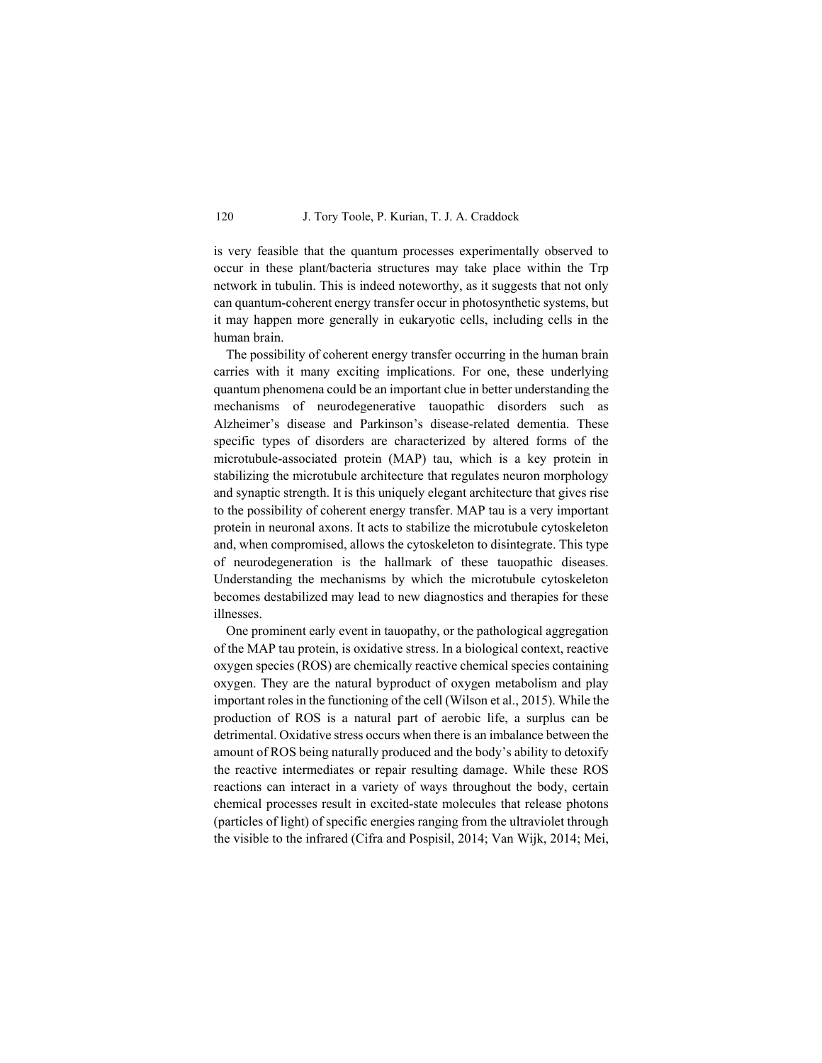is very feasible that the quantum processes experimentally observed to occur in these plant/bacteria structures may take place within the Trp network in tubulin. This is indeed noteworthy, as it suggests that not only can quantum-coherent energy transfer occur in photosynthetic systems, but it may happen more generally in eukaryotic cells, including cells in the human brain.

The possibility of coherent energy transfer occurring in the human brain carries with it many exciting implications. For one, these underlying quantum phenomena could be an important clue in better understanding the mechanisms of neurodegenerative tauopathic disorders such as Alzheimer's disease and Parkinson's disease-related dementia. These specific types of disorders are characterized by altered forms of the microtubule-associated protein (MAP) tau, which is a key protein in stabilizing the microtubule architecture that regulates neuron morphology and synaptic strength. It is this uniquely elegant architecture that gives rise to the possibility of coherent energy transfer. MAP tau is a very important protein in neuronal axons. It acts to stabilize the microtubule cytoskeleton and, when compromised, allows the cytoskeleton to disintegrate. This type of neurodegeneration is the hallmark of these tauopathic diseases. Understanding the mechanisms by which the microtubule cytoskeleton becomes destabilized may lead to new diagnostics and therapies for these illnesses.

One prominent early event in tauopathy, or the pathological aggregation of the MAP tau protein, is oxidative stress. In a biological context, reactive oxygen species (ROS) are chemically reactive chemical species containing oxygen. They are the natural byproduct of oxygen metabolism and play important roles in the functioning of the cell (Wilson et al., 2015). While the production of ROS is a natural part of aerobic life, a surplus can be detrimental. Oxidative stress occurs when there is an imbalance between the amount of ROS being naturally produced and the body's ability to detoxify the reactive intermediates or repair resulting damage. While these ROS reactions can interact in a variety of ways throughout the body, certain chemical processes result in excited-state molecules that release photons (particles of light) of specific energies ranging from the ultraviolet through the visible to the infrared (Cifra and Pospisil, 2014; Van Wijk, 2014; Mei,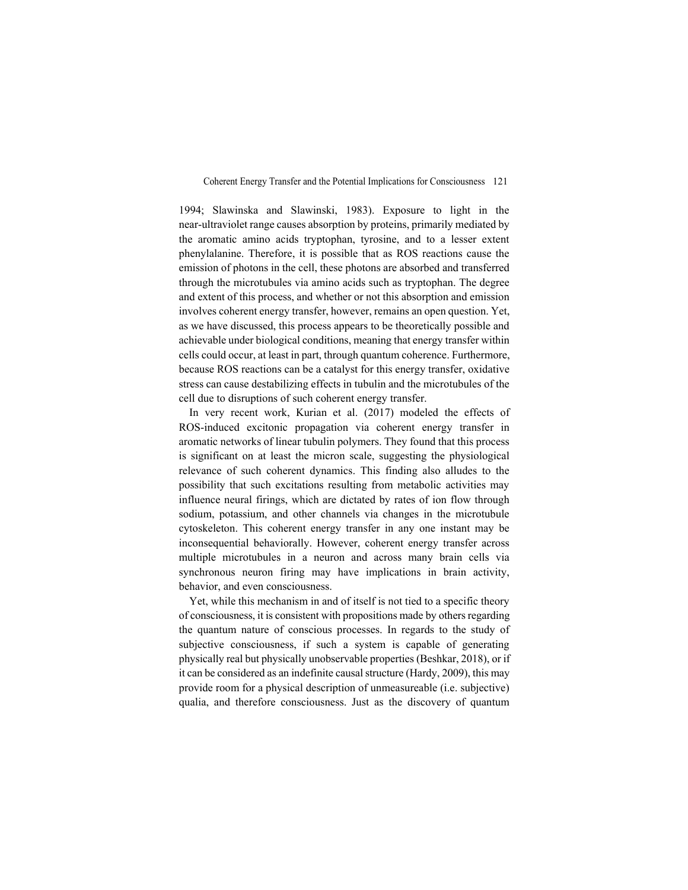1994; Slawinska and Slawinski, 1983). Exposure to light in the near-ultraviolet range causes absorption by proteins, primarily mediated by the aromatic amino acids tryptophan, tyrosine, and to a lesser extent phenylalanine. Therefore, it is possible that as ROS reactions cause the emission of photons in the cell, these photons are absorbed and transferred through the microtubules via amino acids such as tryptophan. The degree and extent of this process, and whether or not this absorption and emission involves coherent energy transfer, however, remains an open question. Yet, as we have discussed, this process appears to be theoretically possible and achievable under biological conditions, meaning that energy transfer within cells could occur, at least in part, through quantum coherence. Furthermore, because ROS reactions can be a catalyst for this energy transfer, oxidative stress can cause destabilizing effects in tubulin and the microtubules of the cell due to disruptions of such coherent energy transfer.

In very recent work, Kurian et al. (2017) modeled the effects of ROS-induced excitonic propagation via coherent energy transfer in aromatic networks of linear tubulin polymers. They found that this process is significant on at least the micron scale, suggesting the physiological relevance of such coherent dynamics. This finding also alludes to the possibility that such excitations resulting from metabolic activities may influence neural firings, which are dictated by rates of ion flow through sodium, potassium, and other channels via changes in the microtubule cytoskeleton. This coherent energy transfer in any one instant may be inconsequential behaviorally. However, coherent energy transfer across multiple microtubules in a neuron and across many brain cells via synchronous neuron firing may have implications in brain activity, behavior, and even consciousness.

Yet, while this mechanism in and of itself is not tied to a specific theory of consciousness, it is consistent with propositions made by others regarding the quantum nature of conscious processes. In regards to the study of subjective consciousness, if such a system is capable of generating physically real but physically unobservable properties (Beshkar, 2018), or if it can be considered as an indefinite causal structure (Hardy, 2009), this may provide room for a physical description of unmeasureable (i.e. subjective) qualia, and therefore consciousness. Just as the discovery of quantum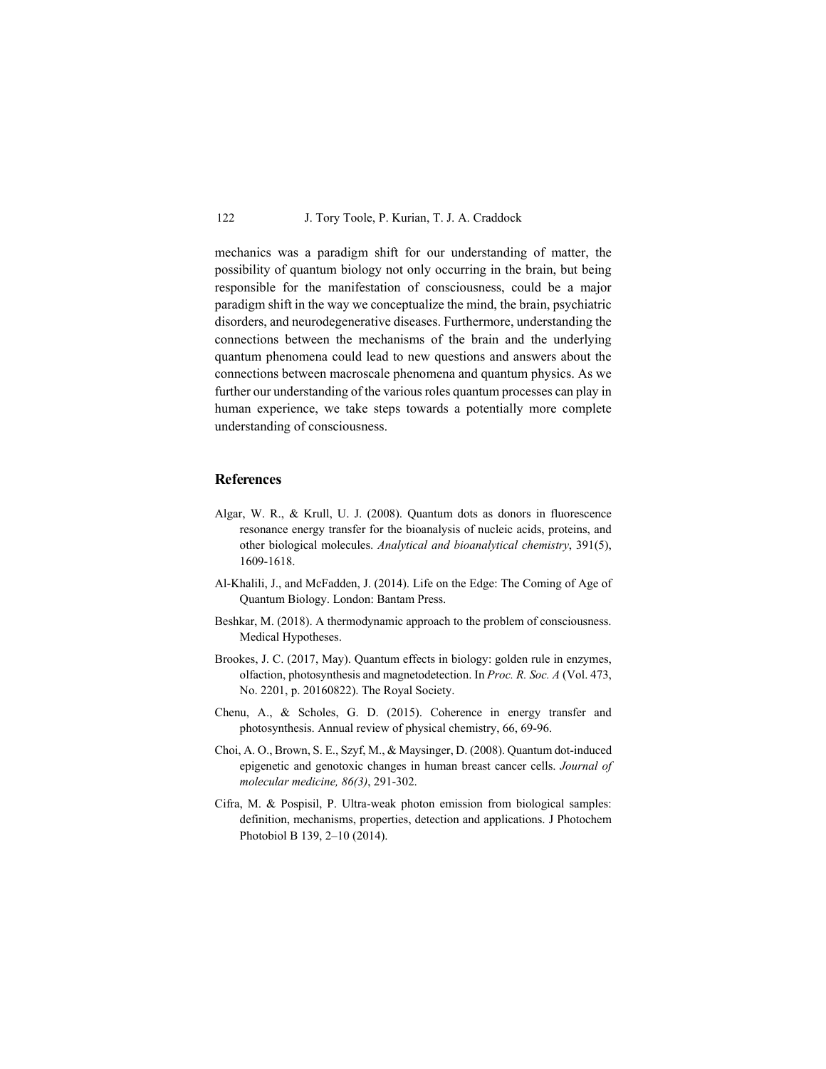mechanics was a paradigm shift for our understanding of matter, the possibility of quantum biology not only occurring in the brain, but being responsible for the manifestation of consciousness, could be a major paradigm shift in the way we conceptualize the mind, the brain, psychiatric disorders, and neurodegenerative diseases. Furthermore, understanding the connections between the mechanisms of the brain and the underlying quantum phenomena could lead to new questions and answers about the connections between macroscale phenomena and quantum physics. As we further our understanding of the various roles quantum processes can play in human experience, we take steps towards a potentially more complete understanding of consciousness.

## References

Algar, W. R., & Krull, U. J. (2008). Quantum dots as donors in fluorescence resonance energy transfer for the bioanalysis of nucleic acids, proteins, and other biological molecules. *Analytical and bioanalytical chemistry*, 391(5), 1609-1618.

Al-Khalili, J., and McFadden, J. (2014). Life on the Edge: The Coming of Age of Quantum Biology. London: Bantam Press.

Beshkar, M. (2018). A thermodynamic approach to the problem of consciousness. Medical Hypotheses.

Brookes, J. C. (2017, May). Quantum effects in biology: golden rule in enzymes, olfaction, photosynthesis and magnetodetection. In *Proc. R. Soc. A* (Vol. 473, No. 2201, p. 20160822). The Royal Society.

Chenu, A., & Scholes, G. D. (2015). Coherence in energy transfer and photosynthesis. Annual review of physical chemistry, 66, 69-96.

Choi, A. O., Brown, S. E., Szyf, M., & Maysinger, D. (2008). Quantum dot-induced epigenetic and genotoxic changes in human breast cancer cells. *Journal of molecular medicine, 86(3)*, 291-302.

Cifra, M. & Pospisil, P. Ultra-weak photon emission from biological samples: definition, mechanisms, properties, detection and applications. J Photochem Photobiol B 139, 2–10 (2014).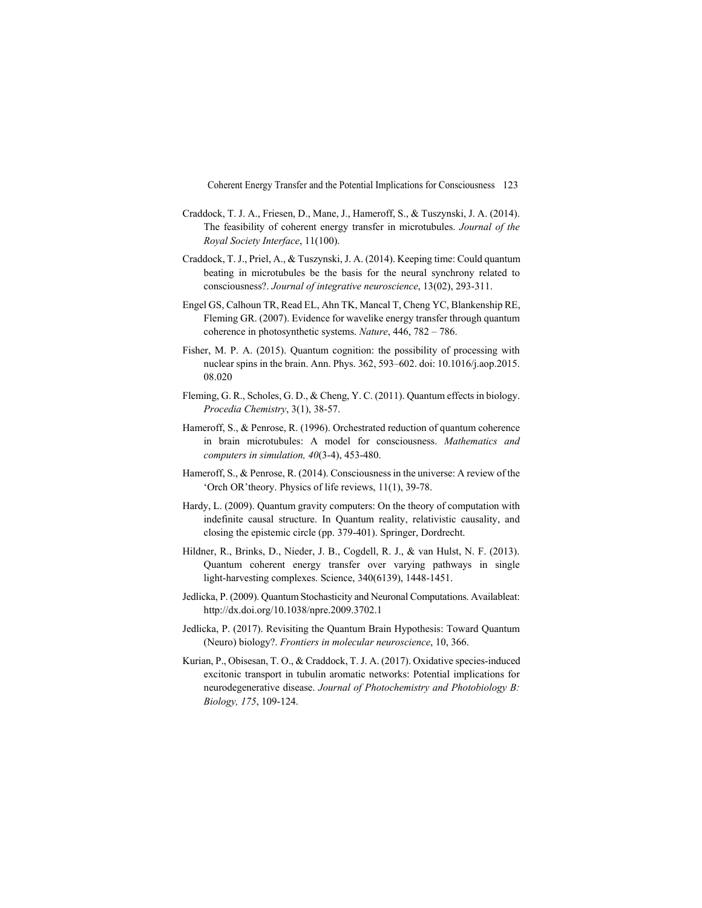Craddock, T. J. A., Friesen, D., Mane, J., Hameroff, S., & Tuszynski, J. A. (2014). The feasibility of coherent energy transfer in microtubules. *Journal of the Royal Society Interface*, 11(100).

Craddock, T. J., Priel, A., & Tuszynski, J. A. (2014). Keeping time: Could quantum beating in microtubules be the basis for the neural synchrony related to consciousness?. *Journal of integrative neuroscience*, 13(02), 293-311.

Engel GS, Calhoun TR, Read EL, Ahn TK, Mancal T, Cheng YC, Blankenship RE, Fleming GR. (2007). Evidence for wavelike energy transfer through quantum coherence in photosynthetic systems. *Nature*, 446, 782 – 786.

Fisher, M. P. A. (2015). Quantum cognition: the possibility of processing with nuclear spins in the brain. Ann. Phys. 362, 593–602. doi: 10.1016/j.aop.2015.08.020

Fleming, G. R., Scholes, G. D., & Cheng, Y. C. (2011). Quantum effects in biology. *Procedia Chemistry*, 3(1), 38-57.

Hameroff, S., & Penrose, R. (1996). Orchestrated reduction of quantum coherence in brain microtubules: A model for consciousness. *Mathematics and computers in simulation, 40*(3-4), 453-480.

Hameroff, S., & Penrose, R. (2014). Consciousness in the universe: A review of the 'Orch OR'theory. Physics of life reviews, 11(1), 39-78.

Hardy, L. (2009). Quantum gravity computers: On the theory of computation with indefinite causal structure. In Quantum reality, relativistic causality, and closing the epistemic circle (pp. 379-401). Springer, Dordrecht.

Hildner, R., Brinks, D., Nieder, J. B., Cogdell, R. J., & van Hulst, N. F. (2013). Quantum coherent energy transfer over varying pathways in single light-harvesting complexes. Science, 340(6139), 1448-1451.

Jedlicka, P. (2009). Quantum Stochasticity and Neuronal Computations. Availableat: http://dx.doi.org/10.1038/npre.2009.3702.1

Jedlicka, P. (2017). Revisiting the Quantum Brain Hypothesis: Toward Quantum (Neuro) biology?. *Frontiers in molecular neuroscience*, 10, 366.

Kurian, P., Obisesan, T. O., & Craddock, T. J. A. (2017). Oxidative species-induced excitonic transport in tubulin aromatic networks: Potential implications for neurodegenerative disease. *Journal of Photochemistry and Photobiology B: Biology, 175*, 109-124.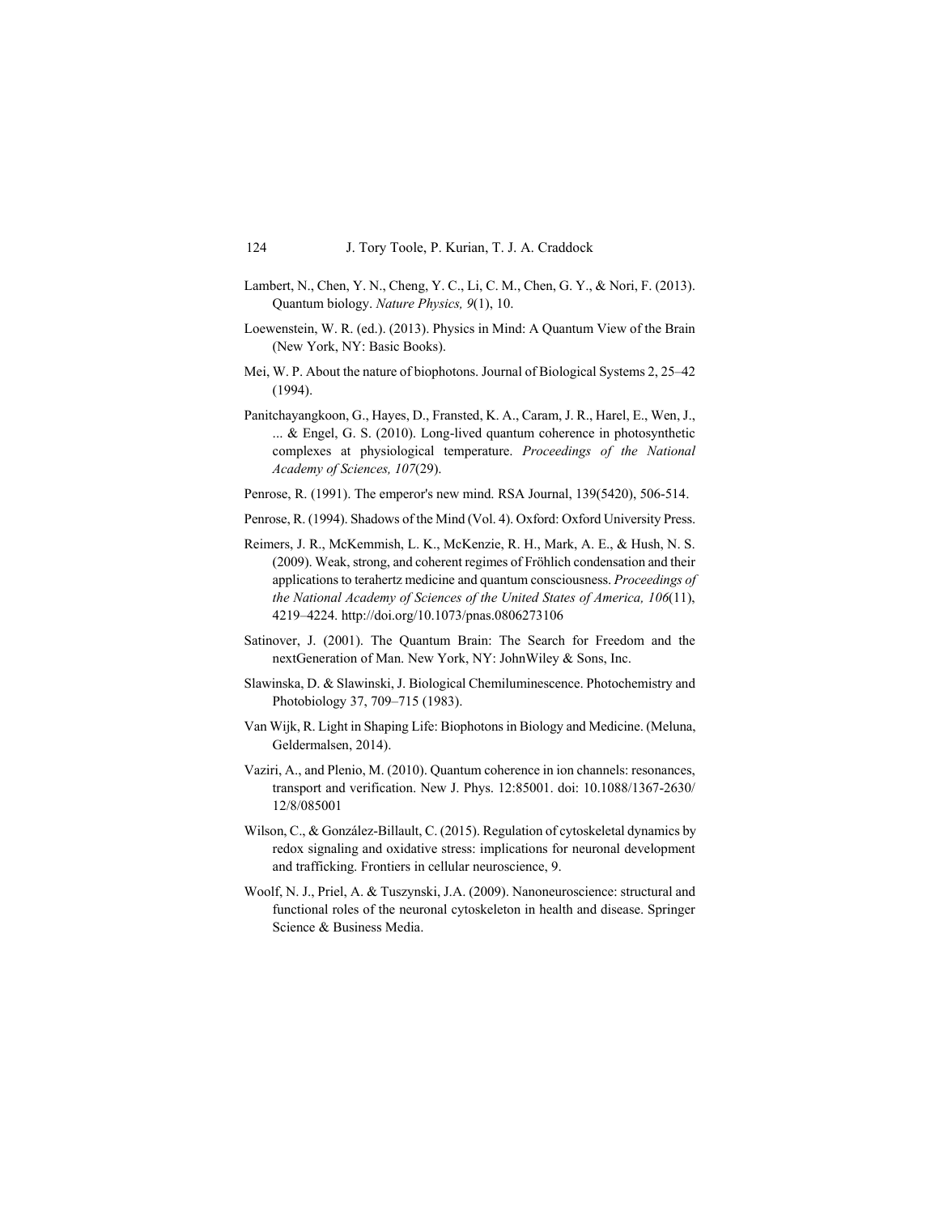Lambert, N., Chen, Y. N., Cheng, Y. C., Li, C. M., Chen, G. Y., & Nori, F. (2013). Quantum biology. *Nature Physics, 9*(1), 10.

Loewenstein, W. R. (ed.). (2013). Physics in Mind: A Quantum View of the Brain (New York, NY: Basic Books).

Mei, W. P. About the nature of biophotons. Journal of Biological Systems 2, 25–42 (1994).

Panitchayangkoon, G., Hayes, D., Fransted, K. A., Caram, J. R., Harel, E., Wen, J., ... & Engel, G. S. (2010). Long-lived quantum coherence in photosynthetic complexes at physiological temperature. *Proceedings of the National Academy of Sciences, 107*(29).

Penrose, R. (1991). The emperor's new mind. RSA Journal, 139(5420), 506-514.

Penrose, R. (1994). Shadows of the Mind (Vol. 4). Oxford: Oxford University Press.

Reimers, J. R., McKemmish, L. K., McKenzie, R. H., Mark, A. E., & Hush, N. S. (2009). Weak, strong, and coherent regimes of Fröhlich condensation and their applications to terahertz medicine and quantum consciousness. *Proceedings of the National Academy of Sciences of the United States of America, 106*(11), 4219–4224. http://doi.org/10.1073/pnas.0806273106

Satinover, J. (2001). The Quantum Brain: The Search for Freedom and the nextGeneration of Man. New York, NY: JohnWiley & Sons, Inc.

Slawinska, D. & Slawinski, J. Biological Chemiluminescence. Photochemistry and Photobiology 37, 709–715 (1983).

Van Wijk, R. Light in Shaping Life: Biophotons in Biology and Medicine. (Meluna, Geldermalsen, 2014).

Vaziri, A., and Plenio, M. (2010). Quantum coherence in ion channels: resonances, transport and verification. New J. Phys. 12:85001. doi: 10.1088/1367-2630/12/8/085001

Wilson, C., & González-Billault, C. (2015). Regulation of cytoskeletal dynamics by redox signaling and oxidative stress: implications for neuronal development and trafficking. Frontiers in cellular neuroscience, 9.

Woolf, N. J., Priel, A. & Tuszynski, J.A. (2009). Nanoneuroscience: structural and functional roles of the neuronal cytoskeleton in health and disease. Springer Science & Business Media.